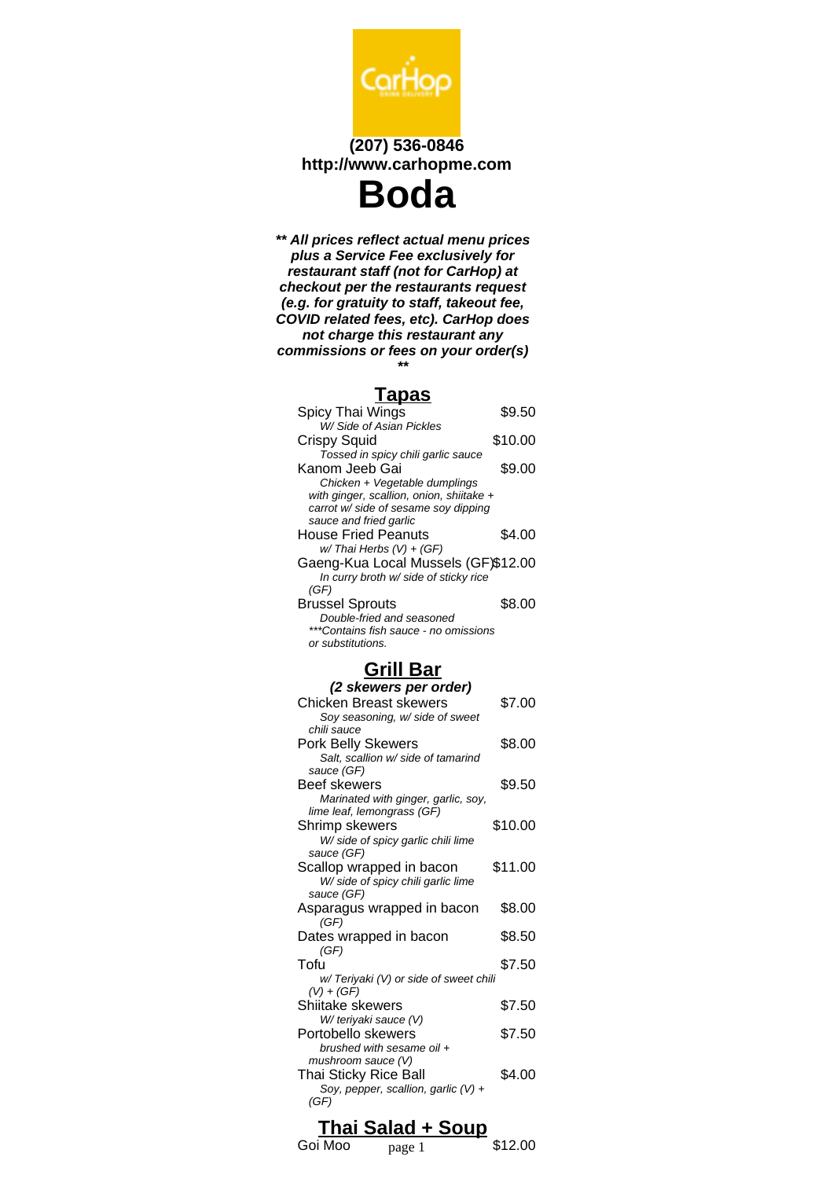**(207) 536-0846**
**http://www.carhopme.com**

# Boda

***\*\* All prices reflect actual menu prices plus a Service Fee exclusively for restaurant staff (not for CarHop) at checkout per the restaurants request (e.g. for gratuity to staff, takeout fee, COVID related fees, etc). CarHop does not charge this restaurant any commissions or fees on your order(s) \*\****

## Tapas

Spicy Thai Wings — $9.50
*W/ Side of Asian Pickles*

Crispy Squid — $10.00
*Tossed in spicy chili garlic sauce*

Kanom Jeeb Gai — $9.00
*Chicken + Vegetable dumplings with ginger, scallion, onion, shiitake + carrot w/ side of sesame soy dipping sauce and fried garlic*

House Fried Peanuts — $4.00
*w/ Thai Herbs (V) + (GF)*

Gaeng-Kua Local Mussels (GF) — $12.00
*In curry broth w/ side of sticky rice (GF)*

Brussel Sprouts — $8.00
*Double-fried and seasoned*
*\*\*\*Contains fish sauce - no omissions or substitutions.*

## Grill Bar

***(2 skewers per order)***

Chicken Breast skewers — $7.00
*Soy seasoning, w/ side of sweet chili sauce*

Pork Belly Skewers — $8.00
*Salt, scallion w/ side of tamarind sauce (GF)*

Beef skewers — $9.50
*Marinated with ginger, garlic, soy, lime leaf, lemongrass (GF)*

Shrimp skewers — $10.00
*W/ side of spicy garlic chili lime sauce (GF)*

Scallop wrapped in bacon — $11.00
*W/ side of spicy chili garlic lime sauce (GF)*

Asparagus wrapped in bacon — $8.00
*(GF)*

Dates wrapped in bacon — $8.50
*(GF)*

Tofu — $7.50
*w/ Teriyaki (V) or side of sweet chili (V) + (GF)*

Shiitake skewers — $7.50
*W/ teriyaki sauce (V)*

Portobello skewers — $7.50
*brushed with sesame oil + mushroom sauce (V)*

Thai Sticky Rice Ball — $4.00
*Soy, pepper, scallion, garlic (V) + (GF)*

## Thai Salad + Soup

Goi Moo — $12.00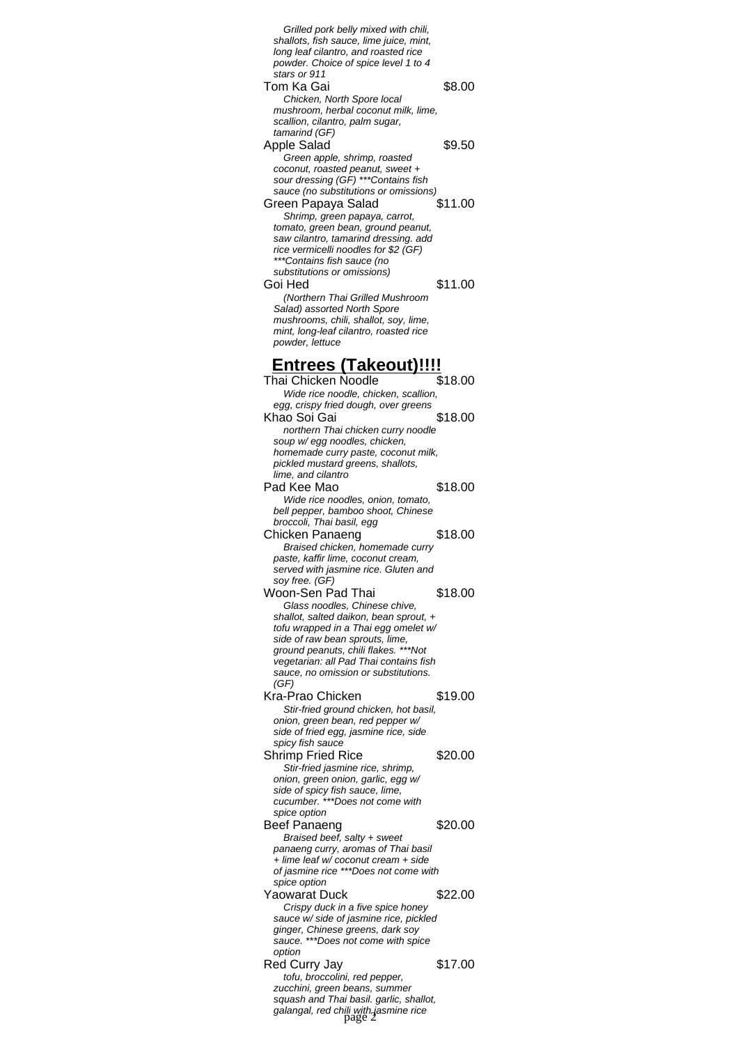*Grilled pork belly mixed with chili, shallots, fish sauce, lime juice, mint, long leaf cilantro, and roasted rice powder. Choice of spice level 1 to 4 stars or 911*

Tom Ka Gai $8.00

*Chicken, North Spore local mushroom, herbal coconut milk, lime, scallion, cilantro, palm sugar, tamarind (GF)*

Apple Salad $9.50

*Green apple, shrimp, roasted coconut, roasted peanut, sweet + sour dressing (GF) ***Contains fish sauce (no substitutions or omissions)*

Green Papaya Salad $11.00

*Shrimp, green papaya, carrot, tomato, green bean, ground peanut, saw cilantro, tamarind dressing. add rice vermicelli noodles for $2 (GF) ***Contains fish sauce (no substitutions or omissions)*

Goi Hed $11.00

*(Northern Thai Grilled Mushroom Salad) assorted North Spore mushrooms, chili, shallot, soy, lime, mint, long-leaf cilantro, roasted rice powder, lettuce*

## Entrees (Takeout)!!!!

Thai Chicken Noodle $18.00

*Wide rice noodle, chicken, scallion, egg, crispy fried dough, over greens*

Khao Soi Gai $18.00

*northern Thai chicken curry noodle soup w/ egg noodles, chicken, homemade curry paste, coconut milk, pickled mustard greens, shallots, lime, and cilantro*

Pad Kee Mao $18.00

*Wide rice noodles, onion, tomato, bell pepper, bamboo shoot, Chinese broccoli, Thai basil, egg*

Chicken Panaeng $18.00

*Braised chicken, homemade curry paste, kaffir lime, coconut cream, served with jasmine rice. Gluten and soy free. (GF)*

Woon-Sen Pad Thai $18.00

*Glass noodles, Chinese chive, shallot, salted daikon, bean sprout, + tofu wrapped in a Thai egg omelet w/ side of raw bean sprouts, lime, ground peanuts, chili flakes. ***Not vegetarian: all Pad Thai contains fish sauce, no omission or substitutions. (GF)*

Kra-Prao Chicken $19.00

*Stir-fried ground chicken, hot basil, onion, green bean, red pepper w/ side of fried egg, jasmine rice, side spicy fish sauce*

Shrimp Fried Rice $20.00

*Stir-fried jasmine rice, shrimp, onion, green onion, garlic, egg w/ side of spicy fish sauce, lime, cucumber. ***Does not come with spice option*

Beef Panaeng $20.00

*Braised beef, salty + sweet panaeng curry, aromas of Thai basil + lime leaf w/ coconut cream + side of jasmine rice ***Does not come with spice option*

Yaowarat Duck $22.00

*Crispy duck in a five spice honey sauce w/ side of jasmine rice, pickled ginger, Chinese greens, dark soy sauce. ***Does not come with spice option*

Red Curry Jay $17.00

*tofu, broccolini, red pepper, zucchini, green beans, summer squash and Thai basil. garlic, shallot, galangal, red chili with jasmine rice*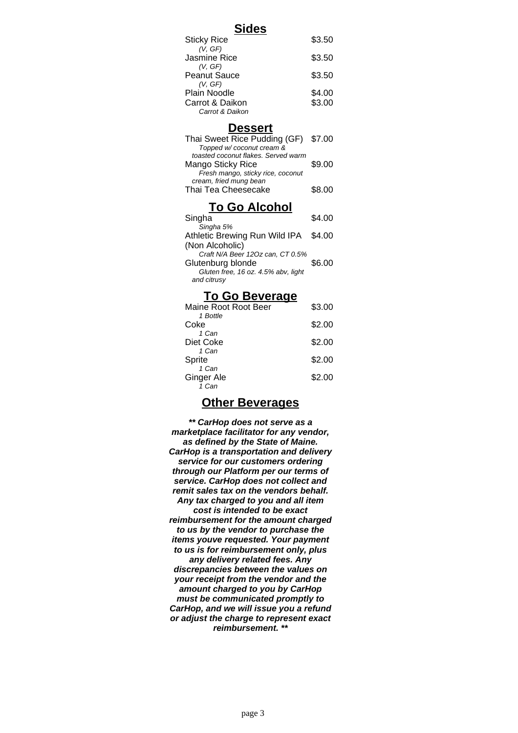## Sides

Sticky Rice — $3.50
*(V, GF)*

Jasmine Rice — $3.50
*(V, GF)*

Peanut Sauce — $3.50
*(V, GF)*

Plain Noodle — $4.00

Carrot & Daikon — $3.00
*Carrot & Daikon*

## Dessert

Thai Sweet Rice Pudding (GF) — $7.00
*Topped w/ coconut cream & toasted coconut flakes. Served warm*

Mango Sticky Rice — $9.00
*Fresh mango, sticky rice, coconut cream, fried mung bean*

Thai Tea Cheesecake — $8.00

## To Go Alcohol

Singha — $4.00
*Singha 5%*

Athletic Brewing Run Wild IPA (Non Alcoholic) — $4.00
*Craft N/A Beer 12Oz can, CT 0.5%*

Glutenburg blonde — $6.00
*Gluten free, 16 oz. 4.5% abv, light and citrusy*

## To Go Beverage

Maine Root Root Beer — $3.00
*1 Bottle*

Coke — $2.00
*1 Can*

Diet Coke — $2.00
*1 Can*

Sprite — $2.00
*1 Can*

Ginger Ale — $2.00
*1 Can*

## Other Beverages

***** CarHop does not serve as a marketplace facilitator for any vendor, as defined by the State of Maine. CarHop is a transportation and delivery service for our customers ordering through our Platform per our terms of service. CarHop does not collect and remit sales tax on the vendors behalf. Any tax charged to you and all item cost is intended to be exact reimbursement for the amount charged to us by the vendor to purchase the items youve requested. Your payment to us is for reimbursement only, plus any delivery related fees. Any discrepancies between the values on your receipt from the vendor and the amount charged to you by CarHop must be communicated promptly to CarHop, and we will issue you a refund or adjust the charge to represent exact reimbursement. *****